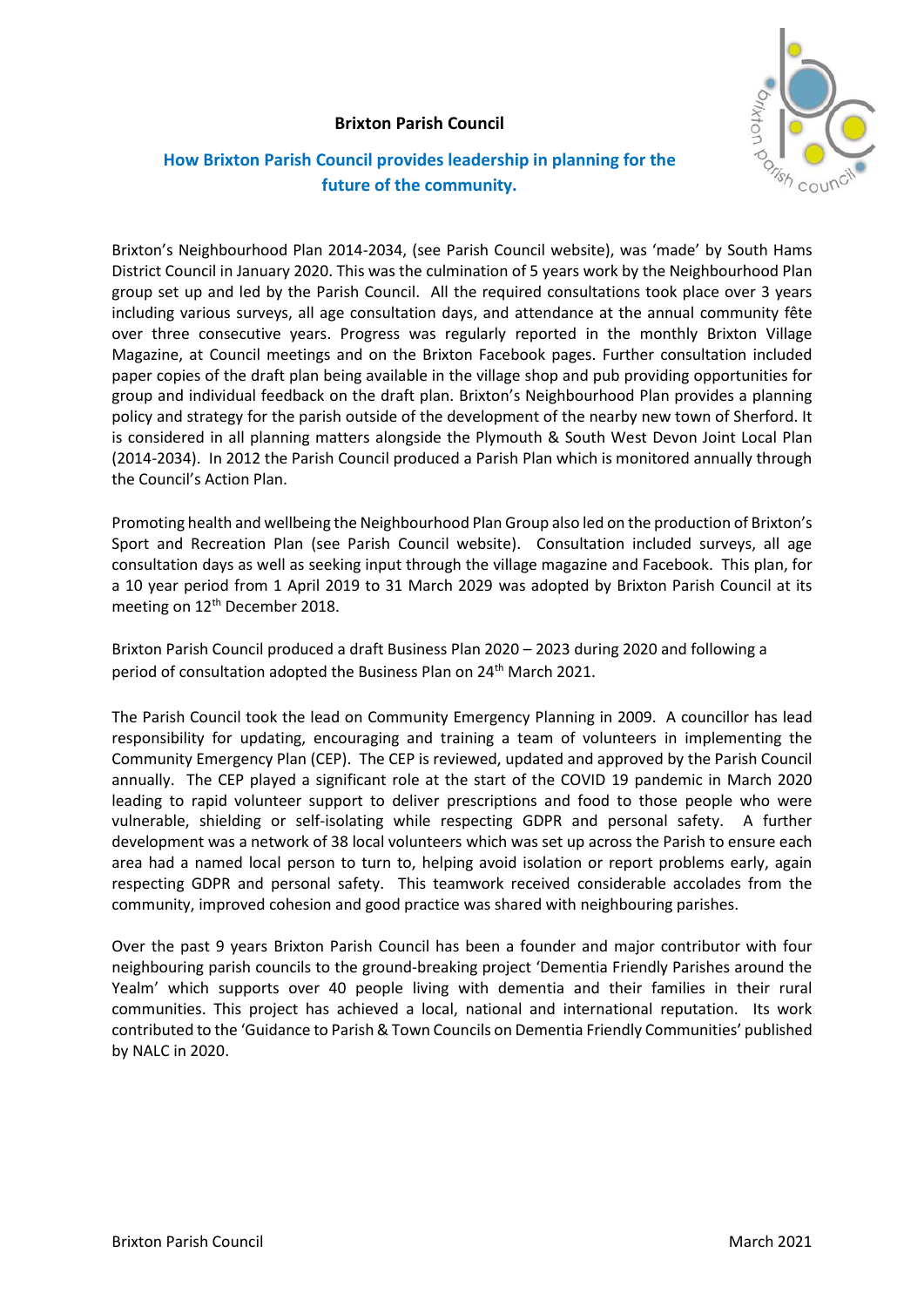**Brixton Parish Council**

## How Brixton Parish Council provides leadership in planning for the future of the community.

Brixton's Neighbourhood Plan 2014-2034, (see Parish Council website), was 'made' by South Hams District Council in January 2020. This was the culmination of 5 years work by the Neighbourhood Plan group set up and led by the Parish Council. All the required consultations took place over 3 years including various surveys, all age consultation days, and attendance at the annual community fête over three consecutive years. Progress was regularly reported in the monthly Brixton Village Magazine, at Council meetings and on the Brixton Facebook pages. Further consultation included paper copies of the draft plan being available in the village shop and pub providing opportunities for group and individual feedback on the draft plan. Brixton's Neighbourhood Plan provides a planning policy and strategy for the parish outside of the development of the nearby new town of Sherford. It is considered in all planning matters alongside the Plymouth & South West Devon Joint Local Plan (2014-2034). In 2012 the Parish Council produced a Parish Plan which is monitored annually through the Council's Action Plan.

Promoting health and wellbeing the Neighbourhood Plan Group also led on the production of Brixton's Sport and Recreation Plan (see Parish Council website). Consultation included surveys, all age consultation days as well as seeking input through the village magazine and Facebook. This plan, for a 10 year period from 1 April 2019 to 31 March 2029 was adopted by Brixton Parish Council at its meeting on 12th December 2018.

Brixton Parish Council produced a draft Business Plan 2020 – 2023 during 2020 and following a period of consultation adopted the Business Plan on 24th March 2021.

The Parish Council took the lead on Community Emergency Planning in 2009. A councillor has lead responsibility for updating, encouraging and training a team of volunteers in implementing the Community Emergency Plan (CEP). The CEP is reviewed, updated and approved by the Parish Council annually. The CEP played a significant role at the start of the COVID 19 pandemic in March 2020 leading to rapid volunteer support to deliver prescriptions and food to those people who were vulnerable, shielding or self-isolating while respecting GDPR and personal safety. A further development was a network of 38 local volunteers which was set up across the Parish to ensure each area had a named local person to turn to, helping avoid isolation or report problems early, again respecting GDPR and personal safety. This teamwork received considerable accolades from the community, improved cohesion and good practice was shared with neighbouring parishes.

Over the past 9 years Brixton Parish Council has been a founder and major contributor with four neighbouring parish councils to the ground-breaking project 'Dementia Friendly Parishes around the Yealm' which supports over 40 people living with dementia and their families in their rural communities. This project has achieved a local, national and international reputation. Its work contributed to the 'Guidance to Parish & Town Councils on Dementia Friendly Communities' published by NALC in 2020.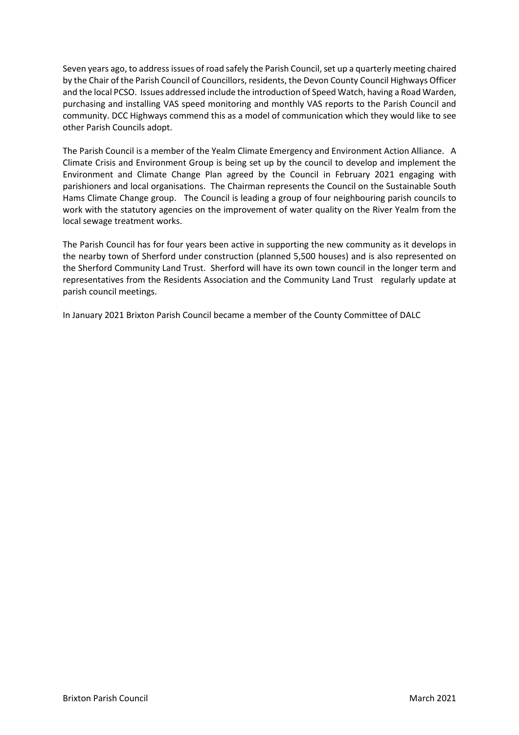Seven years ago, to address issues of road safely the Parish Council, set up a quarterly meeting chaired by the Chair of the Parish Council of Councillors, residents, the Devon County Council Highways Officer and the local PCSO. Issues addressed include the introduction of Speed Watch, having a Road Warden, purchasing and installing VAS speed monitoring and monthly VAS reports to the Parish Council and community. DCC Highways commend this as a model of communication which they would like to see other Parish Councils adopt.

The Parish Council is a member of the Yealm Climate Emergency and Environment Action Alliance. A Climate Crisis and Environment Group is being set up by the council to develop and implement the Environment and Climate Change Plan agreed by the Council in February 2021 engaging with parishioners and local organisations. The Chairman represents the Council on the Sustainable South Hams Climate Change group. The Council is leading a group of four neighbouring parish councils to work with the statutory agencies on the improvement of water quality on the River Yealm from the local sewage treatment works.

The Parish Council has for four years been active in supporting the new community as it develops in the nearby town of Sherford under construction (planned 5,500 houses) and is also represented on the Sherford Community Land Trust. Sherford will have its own town council in the longer term and representatives from the Residents Association and the Community Land Trust regularly update at parish council meetings.

In January 2021 Brixton Parish Council became a member of the County Committee of DALC